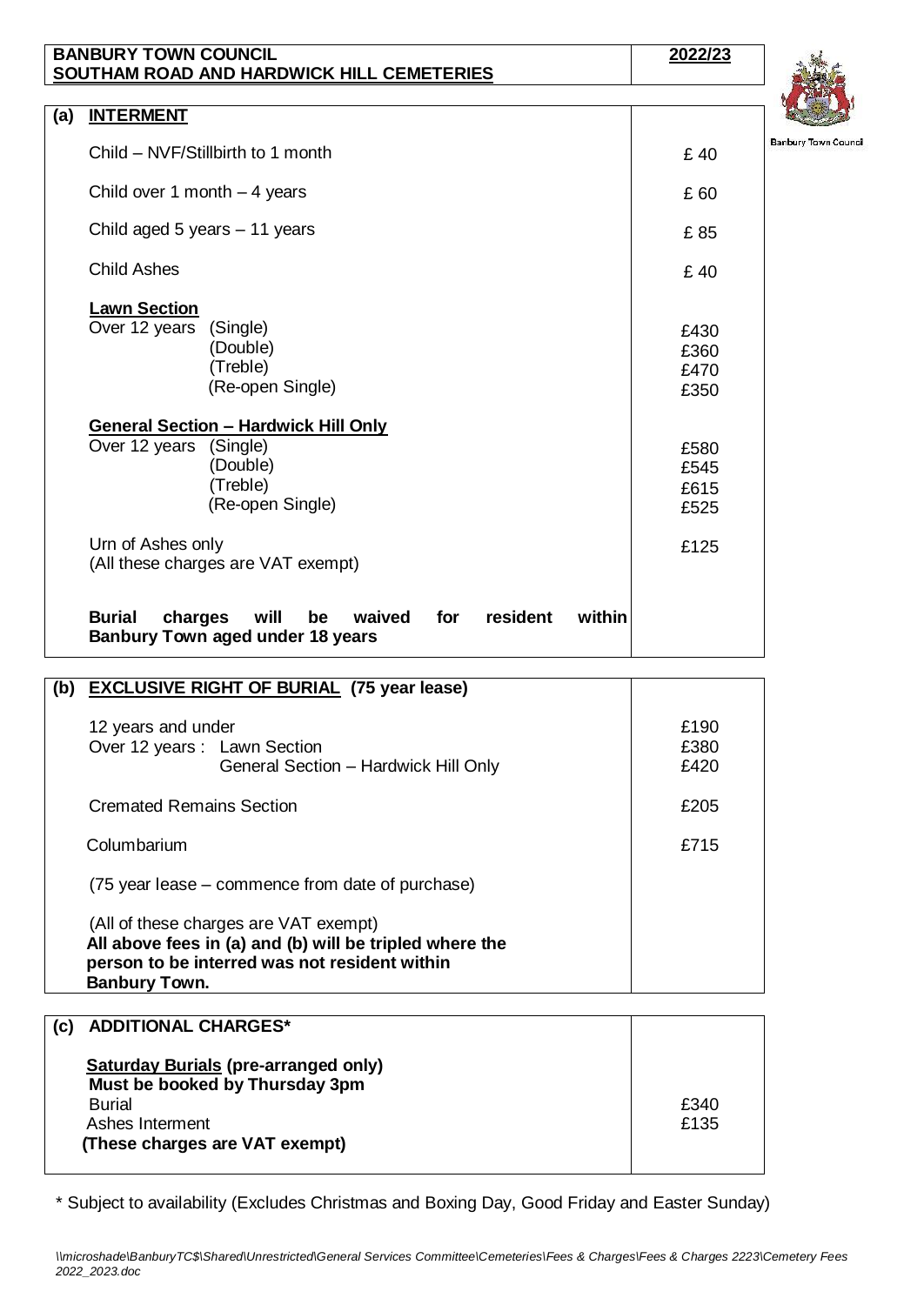| BANBURY TOWN COUNCIL<br>SOUTHAM ROAD AND HARDWICK HILL CEMETERIES | 2022/23 |
|---|---|

Banbury Town Council

| (a) INTERMENT | |
|---|---|
| Child – NVF/Stillbirth to 1 month | £ 40 |
| Child over 1 month – 4 years | £ 60 |
| Child aged 5 years – 11 years | £ 85 |
| Child Ashes | £ 40 |
| **Lawn Section** | |
| Over 12 years (Single) | £430 |
| (Double) | £360 |
| (Treble) | £470 |
| (Re-open Single) | £350 |
| **General Section – Hardwick Hill Only** | |
| Over 12 years (Single) | £580 |
| (Double) | £545 |
| (Treble) | £615 |
| (Re-open Single) | £525 |
| Urn of Ashes only<br>(All these charges are VAT exempt) | £125 |
| **Burial charges will be waived for resident within Banbury Town aged under 18 years** | |

| (b) EXCLUSIVE RIGHT OF BURIAL (75 year lease) | |
|---|---|
| 12 years and under | £190 |
| Over 12 years : Lawn Section | £380 |
| General Section – Hardwick Hill Only | £420 |
| Cremated Remains Section | £205 |
| Columbarium | £715 |
| (75 year lease – commence from date of purchase) | |
| (All of these charges are VAT exempt)<br>**All above fees in (a) and (b) will be tripled where the person to be interred was not resident within Banbury Town.** | |

| (c) ADDITIONAL CHARGES* | |
|---|---|
| **Saturday Burials (pre-arranged only)**<br>**Must be booked by Thursday 3pm** | |
| Burial | £340 |
| Ashes Interment | £135 |
| **(These charges are VAT exempt)** | |

* Subject to availability (Excludes Christmas and Boxing Day, Good Friday and Easter Sunday)

*\\microshade\BanburyTC$\Shared\Unrestricted\General Services Committee\Cemeteries\Fees & Charges\Fees & Charges 2223\Cemetery Fees 2022_2023.doc*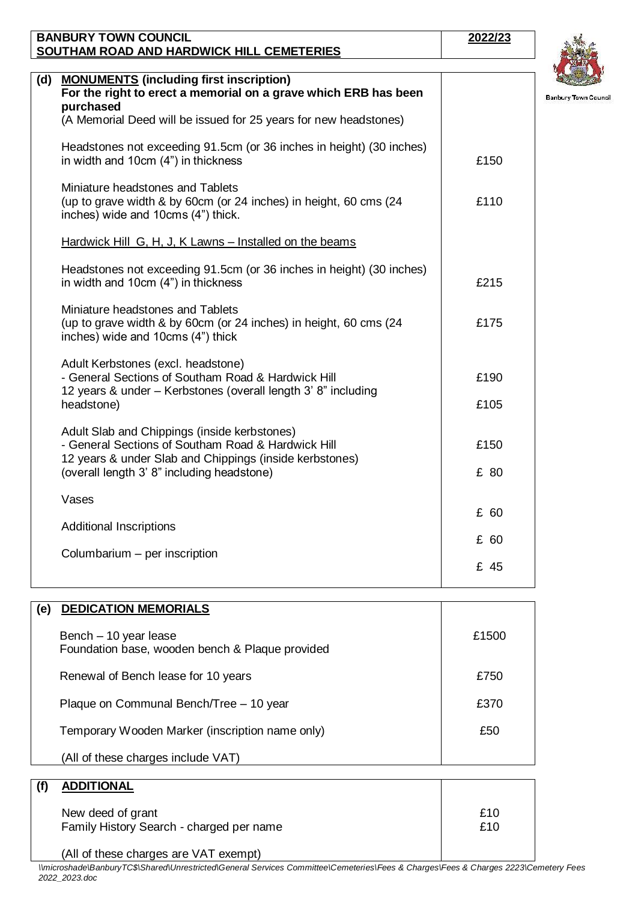**BANBURY TOWN COUNCIL**
**SOUTHAM ROAD AND HARDWICK HILL CEMETERIES** | **2022/23**

| **(d) MONUMENTS (including first inscription)** **For the right to erect a memorial on a grave which ERB has been purchased** (A Memorial Deed will be issued for 25 years for new headstones) | |
|---|---|
| Headstones not exceeding 91.5cm (or 36 inches in height) (30 inches) in width and 10cm (4") in thickness | £150 |
| Miniature headstones and Tablets (up to grave width & by 60cm (or 24 inches) in height, 60 cms (24 inches) wide and 10cms (4") thick. | £110 |
| Hardwick Hill G, H, J, K Lawns – Installed on the beams | |
| Headstones not exceeding 91.5cm (or 36 inches in height) (30 inches) in width and 10cm (4") in thickness | £215 |
| Miniature headstones and Tablets (up to grave width & by 60cm (or 24 inches) in height, 60 cms (24 inches) wide and 10cms (4") thick | £175 |
| Adult Kerbstones (excl. headstone) - General Sections of Southam Road & Hardwick Hill | £190 |
| 12 years & under – Kerbstones (overall length 3' 8" including headstone) | £105 |
| Adult Slab and Chippings (inside kerbstones) - General Sections of Southam Road & Hardwick Hill | £150 |
| 12 years & under Slab and Chippings (inside kerbstones) (overall length 3' 8" including headstone) | £ 80 |
| Vases | £ 60 |
| Additional Inscriptions | £ 60 |
| Columbarium – per inscription | £ 45 |

| **(e) DEDICATION MEMORIALS** | |
|---|---|
| Bench – 10 year lease Foundation base, wooden bench & Plaque provided | £1500 |
| Renewal of Bench lease for 10 years | £750 |
| Plaque on Communal Bench/Tree – 10 year | £370 |
| Temporary Wooden Marker (inscription name only) | £50 |
| (All of these charges include VAT) | |

| **(f) ADDITIONAL** | |
|---|---|
| New deed of grant | £10 |
| Family History Search - charged per name | £10 |
| (All of these charges are VAT exempt) | |

*\\microshade\BanburyTC$\Shared\Unrestricted\General Services Committee\Cemeteries\Fees & Charges\Fees & Charges 2223\Cemetery Fees 2022_2023.doc*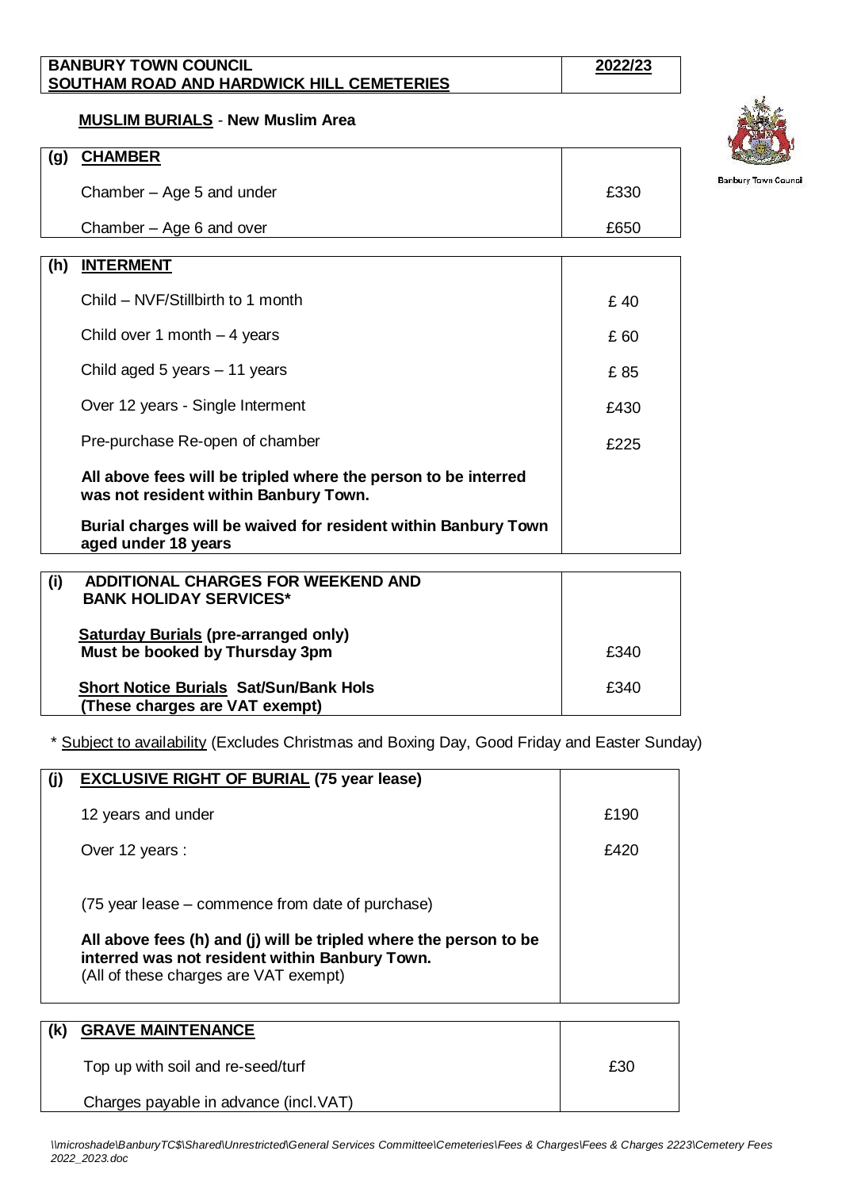| BANBURY TOWN COUNCIL<br>SOUTHAM ROAD AND HARDWICK HILL CEMETERIES | 2022/23 |
|---|---|

**MUSLIM BURIALS** - **New Muslim Area**

Banbury Town Council

| **(g) CHAMBER** | |
|---|---|
| Chamber – Age 5 and under | £330 |
| Chamber – Age 6 and over | £650 |

| **(h) INTERMENT** | |
|---|---|
| Child – NVF/Stillbirth to 1 month | £ 40 |
| Child over 1 month – 4 years | £ 60 |
| Child aged 5 years – 11 years | £ 85 |
| Over 12 years - Single Interment | £430 |
| Pre-purchase Re-open of chamber | £225 |
| **All above fees will be tripled where the person to be interred was not resident within Banbury Town.** | |
| **Burial charges will be waived for resident within Banbury Town aged under 18 years** | |

| **(i) ADDITIONAL CHARGES FOR WEEKEND AND BANK HOLIDAY SERVICES*** | |
|---|---|
| **Saturday Burials (pre-arranged only)**<br>**Must be booked by Thursday 3pm** | £340 |
| **Short Notice Burials Sat/Sun/Bank Hols**<br>**(These charges are VAT exempt)** | £340 |

* Subject to availability (Excludes Christmas and Boxing Day, Good Friday and Easter Sunday)

| **(j) EXCLUSIVE RIGHT OF BURIAL (75 year lease)** | |
|---|---|
| 12 years and under | £190 |
| Over 12 years : | £420 |
| (75 year lease – commence from date of purchase) | |
| **All above fees (h) and (j) will be tripled where the person to be interred was not resident within Banbury Town.**<br>(All of these charges are VAT exempt) | |

| **(k) GRAVE MAINTENANCE** | |
|---|---|
| Top up with soil and re-seed/turf | £30 |
| Charges payable in advance (incl.VAT) | |

*\\microshade\BanburyTC$\Shared\Unrestricted\General Services Committee\Cemeteries\Fees & Charges\Fees & Charges 2223\Cemetery Fees 2022_2023.doc*